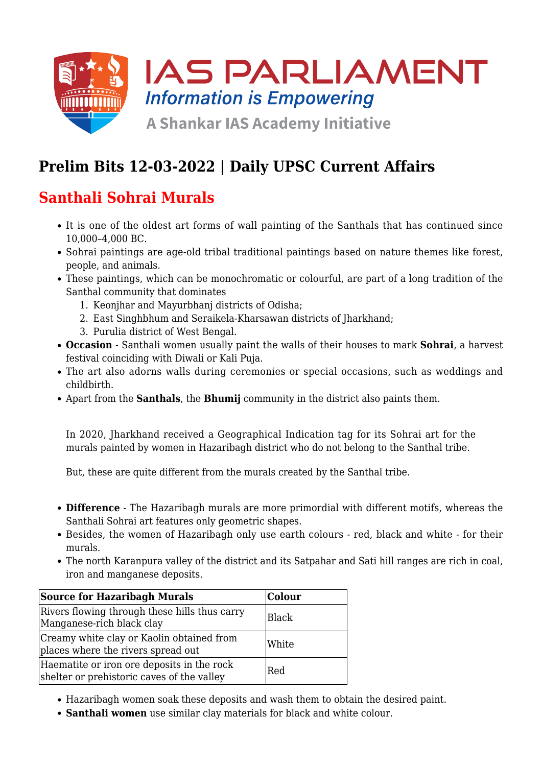# Prelim Bits 12-03-2022 | Daily UPSC Current Affairs

## Santhali Sohrai Murals

- It is one of the oldest art forms of wall painting of the Santhals that has continued since 10,000–4,000 BC.
- Sohrai paintings are age-old tribal traditional paintings based on nature themes like forest, people, and animals.
- These paintings, which can be monochromatic or colourful, are part of a long tradition of the Santhal community that dominates
  1. Keonjhar and Mayurbhanj districts of Odisha;
  2. East Singhbhum and Seraikela-Kharsawan districts of Jharkhand;
  3. Purulia district of West Bengal.
- **Occasion** - Santhali women usually paint the walls of their houses to mark **Sohrai**, a harvest festival coinciding with Diwali or Kali Puja.
- The art also adorns walls during ceremonies or special occasions, such as weddings and childbirth.
- Apart from the **Santhals**, the **Bhumij** community in the district also paints them.

In 2020, Jharkhand received a Geographical Indication tag for its Sohrai art for the murals painted by women in Hazaribagh district who do not belong to the Santhal tribe.

But, these are quite different from the murals created by the Santhal tribe.

- **Difference** - The Hazaribagh murals are more primordial with different motifs, whereas the Santhali Sohrai art features only geometric shapes.
- Besides, the women of Hazaribagh only use earth colours - red, black and white - for their murals.
- The north Karanpura valley of the district and its Satpahar and Sati hill ranges are rich in coal, iron and manganese deposits.

| Source for Hazaribagh Murals | Colour |
|---|---|
| Rivers flowing through these hills thus carry Manganese-rich black clay | Black |
| Creamy white clay or Kaolin obtained from places where the rivers spread out | White |
| Haematite or iron ore deposits in the rock shelter or prehistoric caves of the valley | Red |

- Hazaribagh women soak these deposits and wash them to obtain the desired paint.
- **Santhali women** use similar clay materials for black and white colour.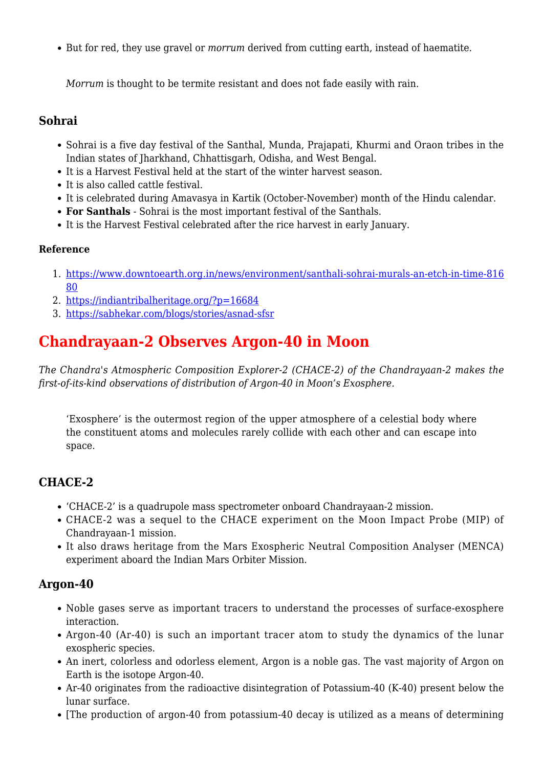- But for red, they use gravel or *morrum* derived from cutting earth, instead of haematite.

> *Morrum* is thought to be termite resistant and does not fade easily with rain.

### Sohrai

- Sohrai is a five day festival of the Santhal, Munda, Prajapati, Khurmi and Oraon tribes in the Indian states of Jharkhand, Chhattisgarh, Odisha, and West Bengal.
- It is a Harvest Festival held at the start of the winter harvest season.
- It is also called cattle festival.
- It is celebrated during Amavasya in Kartik (October-November) month of the Hindu calendar.
- **For Santhals** - Sohrai is the most important festival of the Santhals.
- It is the Harvest Festival celebrated after the rice harvest in early January.

#### Reference

1. https://www.downtoearth.org.in/news/environment/santhali-sohrai-murals-an-etch-in-time-81680
2. https://indiantribalheritage.org/?p=16684
3. https://sabhekar.com/blogs/stories/asnad-sfsr

## Chandrayaan-2 Observes Argon-40 in Moon

*The Chandra's Atmospheric Composition Explorer-2 (CHACE-2) of the Chandrayaan-2 makes the first-of-its-kind observations of distribution of Argon-40 in Moon's Exosphere.*

> 'Exosphere' is the outermost region of the upper atmosphere of a celestial body where the constituent atoms and molecules rarely collide with each other and can escape into space.

### CHACE-2

- 'CHACE-2' is a quadrupole mass spectrometer onboard Chandrayaan-2 mission.
- CHACE-2 was a sequel to the CHACE experiment on the Moon Impact Probe (MIP) of Chandrayaan-1 mission.
- It also draws heritage from the Mars Exospheric Neutral Composition Analyser (MENCA) experiment aboard the Indian Mars Orbiter Mission.

### Argon-40

- Noble gases serve as important tracers to understand the processes of surface-exosphere interaction.
- Argon-40 (Ar-40) is such an important tracer atom to study the dynamics of the lunar exospheric species.
- An inert, colorless and odorless element, Argon is a noble gas. The vast majority of Argon on Earth is the isotope Argon-40.
- Ar-40 originates from the radioactive disintegration of Potassium-40 (K-40) present below the lunar surface.
- [The production of argon-40 from potassium-40 decay is utilized as a means of determining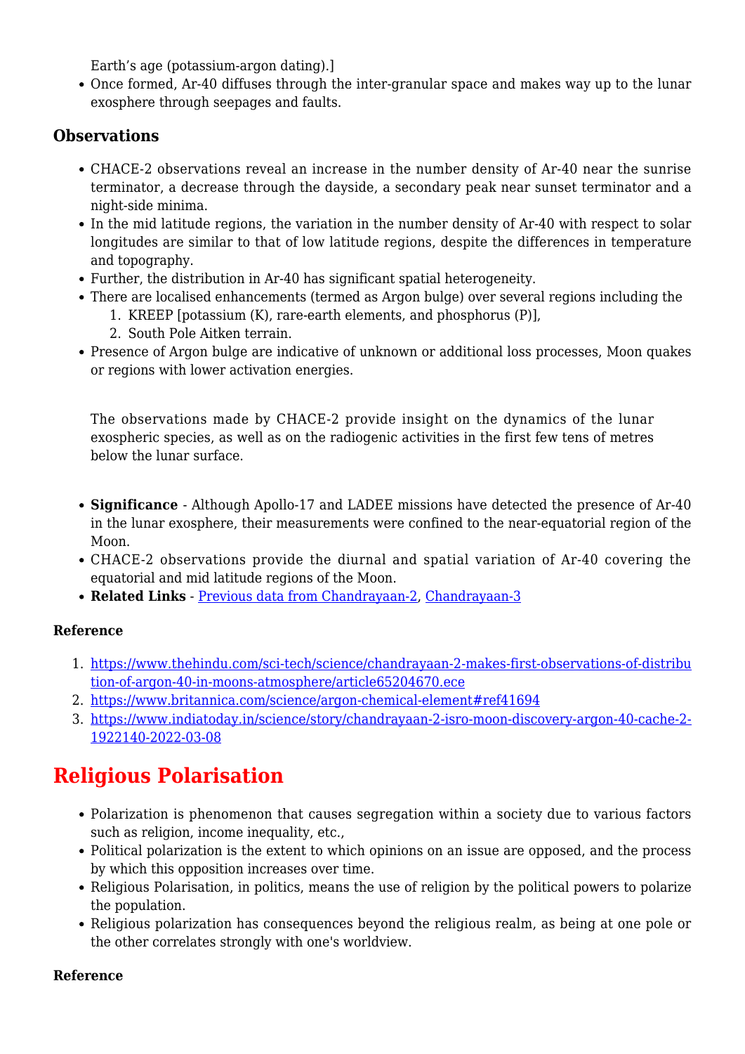Earth's age (potassium-argon dating).]

- Once formed, Ar-40 diffuses through the inter-granular space and makes way up to the lunar exosphere through seepages and faults.

### Observations

- CHACE-2 observations reveal an increase in the number density of Ar-40 near the sunrise terminator, a decrease through the dayside, a secondary peak near sunset terminator and a night-side minima.
- In the mid latitude regions, the variation in the number density of Ar-40 with respect to solar longitudes are similar to that of low latitude regions, despite the differences in temperature and topography.
- Further, the distribution in Ar-40 has significant spatial heterogeneity.
- There are localised enhancements (termed as Argon bulge) over several regions including the
    1. KREEP [potassium (K), rare-earth elements, and phosphorus (P)],
    2. South Pole Aitken terrain.
- Presence of Argon bulge are indicative of unknown or additional loss processes, Moon quakes or regions with lower activation energies.

The observations made by CHACE-2 provide insight on the dynamics of the lunar exospheric species, as well as on the radiogenic activities in the first few tens of metres below the lunar surface.

- **Significance** - Although Apollo-17 and LADEE missions have detected the presence of Ar-40 in the lunar exosphere, their measurements were confined to the near-equatorial region of the Moon.
- CHACE-2 observations provide the diurnal and spatial variation of Ar-40 covering the equatorial and mid latitude regions of the Moon.
- **Related Links** - Previous data from Chandrayaan-2, Chandrayaan-3

**Reference**

1. https://www.thehindu.com/sci-tech/science/chandrayaan-2-makes-first-observations-of-distribution-of-argon-40-in-moons-atmosphere/article65204670.ece
2. https://www.britannica.com/science/argon-chemical-element#ref41694
3. https://www.indiatoday.in/science/story/chandrayaan-2-isro-moon-discovery-argon-40-cache-2-1922140-2022-03-08

## Religious Polarisation

- Polarization is phenomenon that causes segregation within a society due to various factors such as religion, income inequality, etc.,
- Political polarization is the extent to which opinions on an issue are opposed, and the process by which this opposition increases over time.
- Religious Polarisation, in politics, means the use of religion by the political powers to polarize the population.
- Religious polarization has consequences beyond the religious realm, as being at one pole or the other correlates strongly with one's worldview.

**Reference**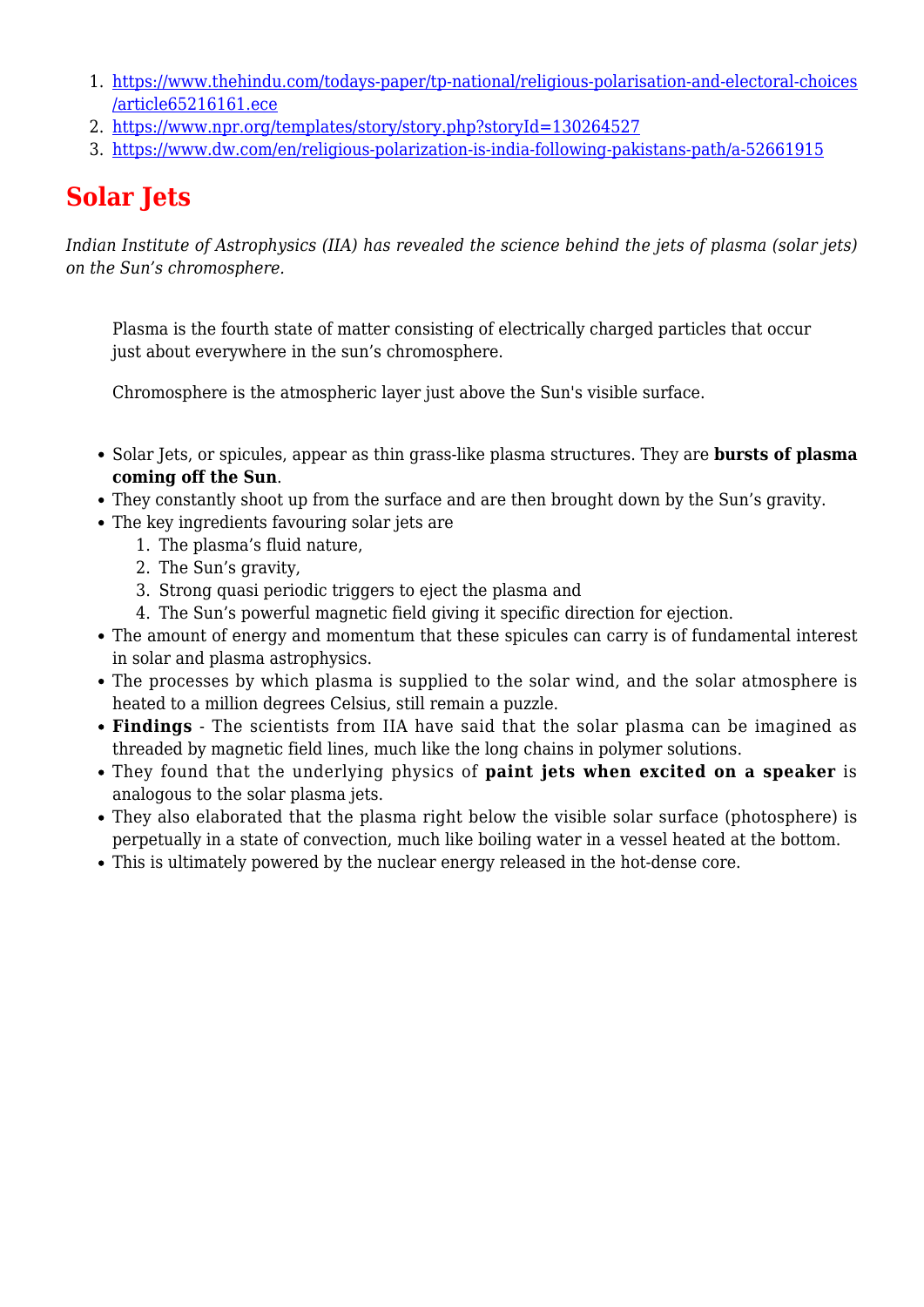1. https://www.thehindu.com/todays-paper/tp-national/religious-polarisation-and-electoral-choices/article65216161.ece
2. https://www.npr.org/templates/story/story.php?storyId=130264527
3. https://www.dw.com/en/religious-polarization-is-india-following-pakistans-path/a-52661915

# Solar Jets

*Indian Institute of Astrophysics (IIA) has revealed the science behind the jets of plasma (solar jets) on the Sun's chromosphere.*

> Plasma is the fourth state of matter consisting of electrically charged particles that occur just about everywhere in the sun's chromosphere.
>
> Chromosphere is the atmospheric layer just above the Sun's visible surface.

- Solar Jets, or spicules, appear as thin grass-like plasma structures. They are **bursts of plasma coming off the Sun**.
- They constantly shoot up from the surface and are then brought down by the Sun's gravity.
- The key ingredients favouring solar jets are
    1. The plasma's fluid nature,
    2. The Sun's gravity,
    3. Strong quasi periodic triggers to eject the plasma and
    4. The Sun's powerful magnetic field giving it specific direction for ejection.
- The amount of energy and momentum that these spicules can carry is of fundamental interest in solar and plasma astrophysics.
- The processes by which plasma is supplied to the solar wind, and the solar atmosphere is heated to a million degrees Celsius, still remain a puzzle.
- **Findings** - The scientists from IIA have said that the solar plasma can be imagined as threaded by magnetic field lines, much like the long chains in polymer solutions.
- They found that the underlying physics of **paint jets when excited on a speaker** is analogous to the solar plasma jets.
- They also elaborated that the plasma right below the visible solar surface (photosphere) is perpetually in a state of convection, much like boiling water in a vessel heated at the bottom.
- This is ultimately powered by the nuclear energy released in the hot-dense core.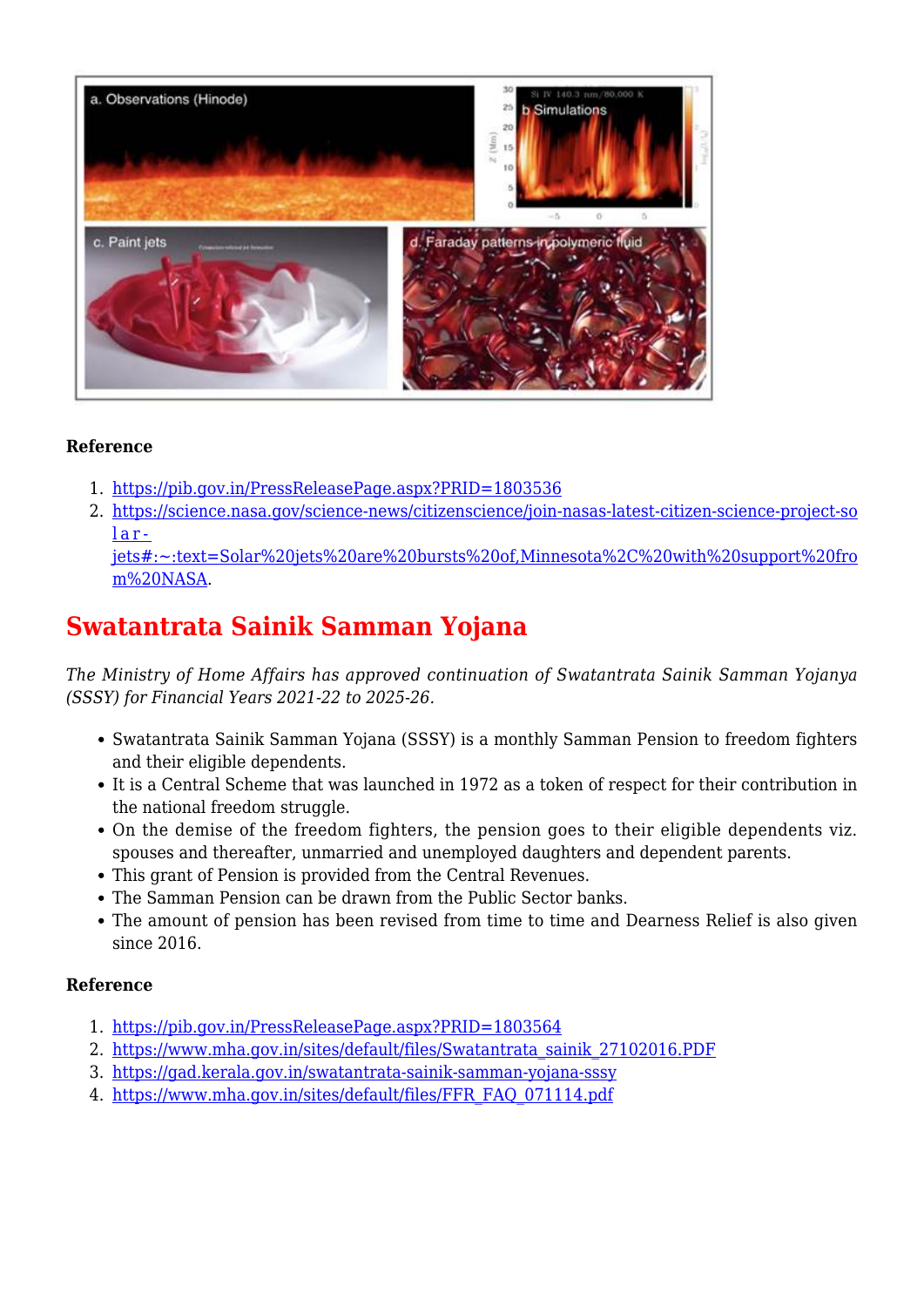### Reference

1. https://pib.gov.in/PressReleasePage.aspx?PRID=1803536
2. https://science.nasa.gov/science-news/citizenscience/join-nasas-latest-citizen-science-project-solar-jets#:~:text=Solar%20jets%20are%20bursts%20of,Minnesota%2C%20with%20support%20from%20NASA.

## Swatantrata Sainik Samman Yojana

*The Ministry of Home Affairs has approved continuation of Swatantrata Sainik Samman Yojanya (SSSY) for Financial Years 2021-22 to 2025-26.*

- Swatantrata Sainik Samman Yojana (SSSY) is a monthly Samman Pension to freedom fighters and their eligible dependents.
- It is a Central Scheme that was launched in 1972 as a token of respect for their contribution in the national freedom struggle.
- On the demise of the freedom fighters, the pension goes to their eligible dependents viz. spouses and thereafter, unmarried and unemployed daughters and dependent parents.
- This grant of Pension is provided from the Central Revenues.
- The Samman Pension can be drawn from the Public Sector banks.
- The amount of pension has been revised from time to time and Dearness Relief is also given since 2016.

### Reference

1. https://pib.gov.in/PressReleasePage.aspx?PRID=1803564
2. https://www.mha.gov.in/sites/default/files/Swatantrata_sainik_27102016.PDF
3. https://gad.kerala.gov.in/swatantrata-sainik-samman-yojana-sssy
4. https://www.mha.gov.in/sites/default/files/FFR_FAQ_071114.pdf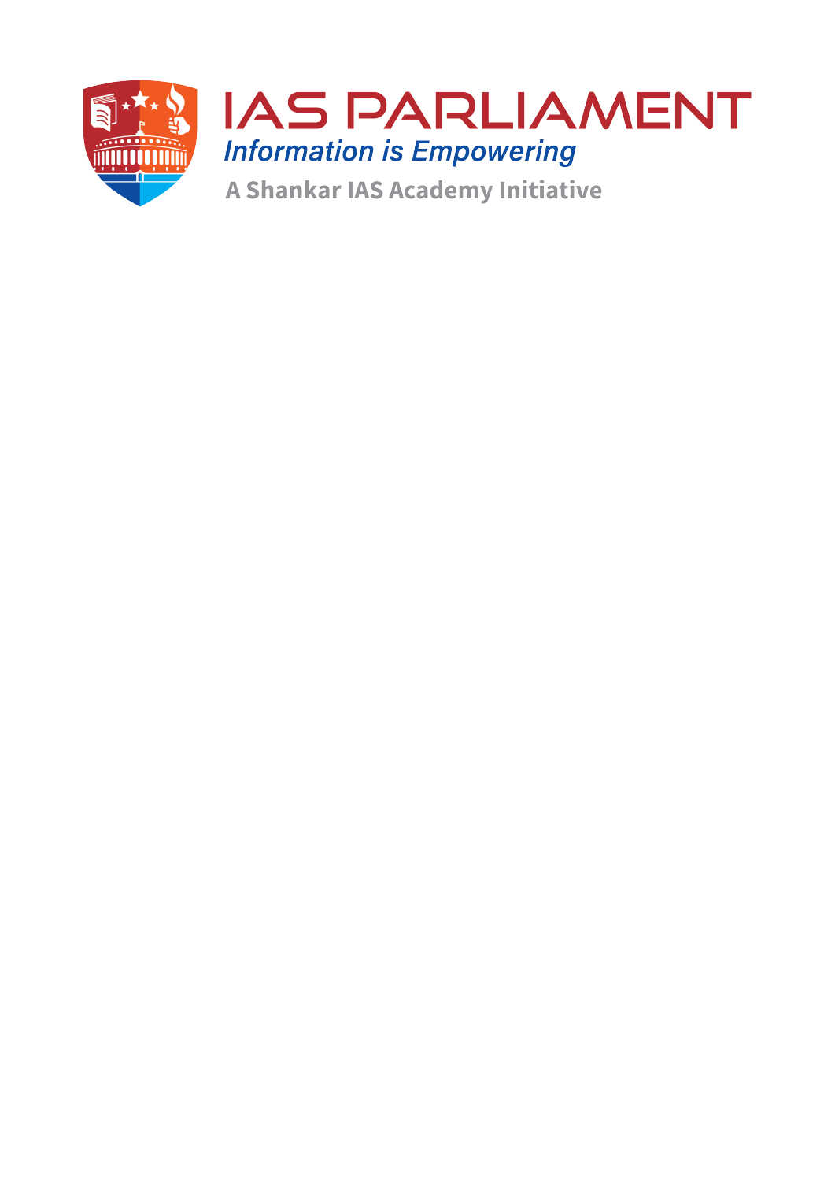# IAS PARLIAMENT

*Information is Empowering*

A Shankar IAS Academy Initiative